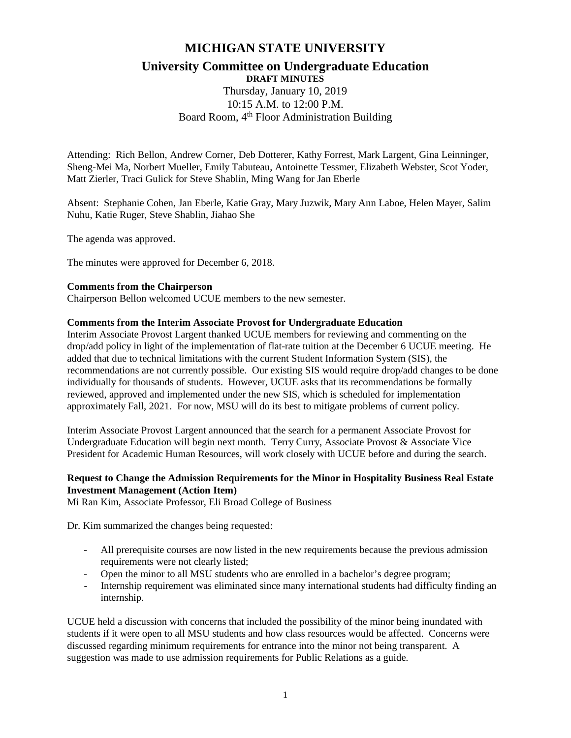# MICHIGAN STATE UNIVERSITY

## University Committee on Undergraduate Education

**DRAFT MINUTES**

Thursday, January 10, 2019
10:15 A.M. to 12:00 P.M.
Board Room, 4th Floor Administration Building

Attending: Rich Bellon, Andrew Corner, Deb Dotterer, Kathy Forrest, Mark Largent, Gina Leinninger, Sheng-Mei Ma, Norbert Mueller, Emily Tabuteau, Antoinette Tessmer, Elizabeth Webster, Scot Yoder, Matt Zierler, Traci Gulick for Steve Shablin, Ming Wang for Jan Eberle

Absent: Stephanie Cohen, Jan Eberle, Katie Gray, Mary Juzwik, Mary Ann Laboe, Helen Mayer, Salim Nuhu, Katie Ruger, Steve Shablin, Jiahao She

The agenda was approved.

The minutes were approved for December 6, 2018.

**Comments from the Chairperson**

Chairperson Bellon welcomed UCUE members to the new semester.

**Comments from the Interim Associate Provost for Undergraduate Education**

Interim Associate Provost Largent thanked UCUE members for reviewing and commenting on the drop/add policy in light of the implementation of flat-rate tuition at the December 6 UCUE meeting. He added that due to technical limitations with the current Student Information System (SIS), the recommendations are not currently possible. Our existing SIS would require drop/add changes to be done individually for thousands of students. However, UCUE asks that its recommendations be formally reviewed, approved and implemented under the new SIS, which is scheduled for implementation approximately Fall, 2021. For now, MSU will do its best to mitigate problems of current policy.

Interim Associate Provost Largent announced that the search for a permanent Associate Provost for Undergraduate Education will begin next month. Terry Curry, Associate Provost & Associate Vice President for Academic Human Resources, will work closely with UCUE before and during the search.

**Request to Change the Admission Requirements for the Minor in Hospitality Business Real Estate Investment Management (Action Item)**

Mi Ran Kim, Associate Professor, Eli Broad College of Business

Dr. Kim summarized the changes being requested:

- All prerequisite courses are now listed in the new requirements because the previous admission requirements were not clearly listed;
- Open the minor to all MSU students who are enrolled in a bachelor's degree program;
- Internship requirement was eliminated since many international students had difficulty finding an internship.

UCUE held a discussion with concerns that included the possibility of the minor being inundated with students if it were open to all MSU students and how class resources would be affected. Concerns were discussed regarding minimum requirements for entrance into the minor not being transparent. A suggestion was made to use admission requirements for Public Relations as a guide.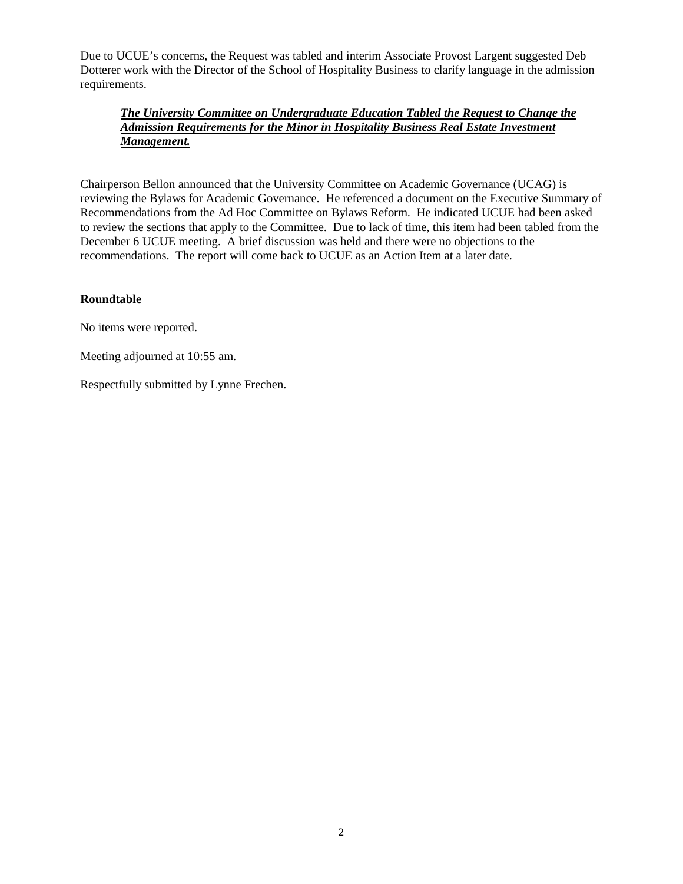Due to UCUE's concerns, the Request was tabled and interim Associate Provost Largent suggested Deb Dotterer work with the Director of the School of Hospitality Business to clarify language in the admission requirements.

> ***The University Committee on Undergraduate Education Tabled the Request to Change the Admission Requirements for the Minor in Hospitality Business Real Estate Investment Management.***

Chairperson Bellon announced that the University Committee on Academic Governance (UCAG) is reviewing the Bylaws for Academic Governance. He referenced a document on the Executive Summary of Recommendations from the Ad Hoc Committee on Bylaws Reform. He indicated UCUE had been asked to review the sections that apply to the Committee. Due to lack of time, this item had been tabled from the December 6 UCUE meeting. A brief discussion was held and there were no objections to the recommendations. The report will come back to UCUE as an Action Item at a later date.

**Roundtable**

No items were reported.

Meeting adjourned at 10:55 am.

Respectfully submitted by Lynne Frechen.